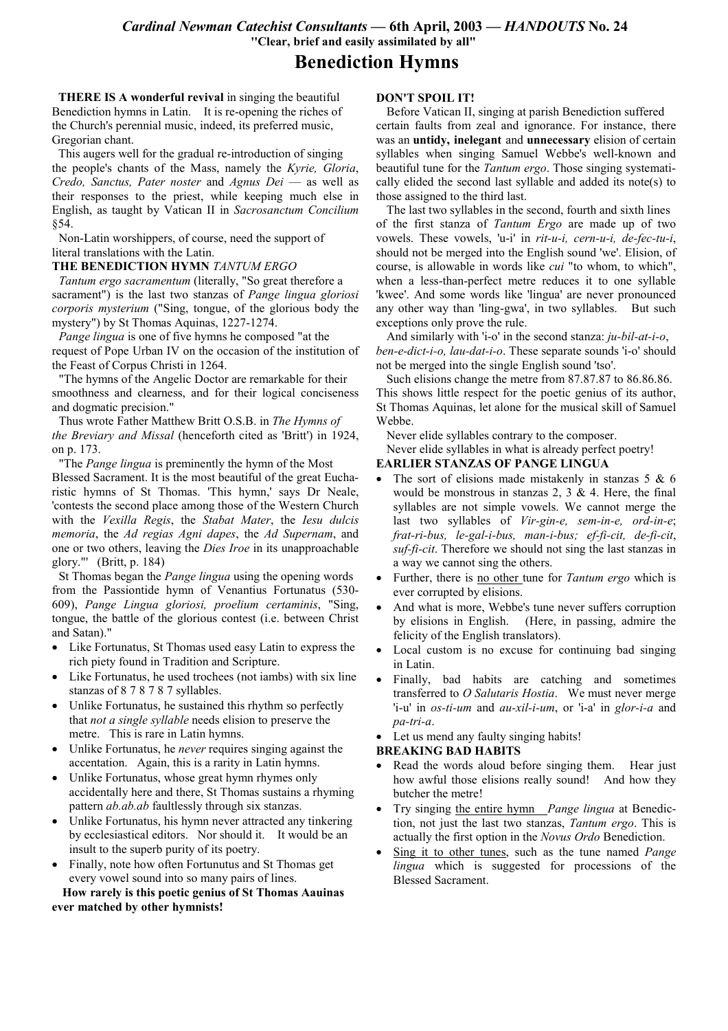*Cardinal Newman Catechist Consultants* — 6th April, 2003 — *HANDOUTS* No. 24

**"Clear, brief and easily assimilated by all"**

# Benediction Hymns

**THERE IS A wonderful revival** in singing the beautiful Benediction hymns in Latin. It is re-opening the riches of the Church's perennial music, indeed, its preferred music, Gregorian chant.

This augers well for the gradual re-introduction of singing the people's chants of the Mass, namely the *Kyrie, Gloria*, *Credo, Sanctus, Pater noster* and *Agnus Dei* — as well as their responses to the priest, while keeping much else in English, as taught by Vatican II in *Sacrosanctum Concilium* §54.

Non-Latin worshippers, of course, need the support of literal translations with the Latin.

**THE BENEDICTION HYMN** ***TANTUM ERGO***

*Tantum ergo sacramentum* (literally, "So great therefore a sacrament") is the last two stanzas of *Pange lingua gloriosi corporis mysterium* ("Sing, tongue, of the glorious body the mystery") by St Thomas Aquinas, 1227-1274.

*Pange lingua* is one of five hymns he composed "at the request of Pope Urban IV on the occasion of the institution of the Feast of Corpus Christi in 1264.

"The hymns of the Angelic Doctor are remarkable for their smoothness and clearness, and for their logical conciseness and dogmatic precision."

Thus wrote Father Matthew Britt O.S.B. in *The Hymns of the Breviary and Missal* (henceforth cited as 'Britt') in 1924, on p. 173.

"The *Pange lingua* is preminently the hymn of the Most Blessed Sacrament. It is the most beautiful of the great Eucharistic hymns of St Thomas. 'This hymn,' says Dr Neale, 'contests the second place among those of the Western Church with the *Vexilla Regis*, the *Stabat Mater*, the *Iesu dulcis memoria*, the *Ad regias Agni dapes*, the *Ad Supernam*, and one or two others, leaving the *Dies Iroe* in its unapproachable glory.'" (Britt, p. 184)

St Thomas began the *Pange lingua* using the opening words from the Passiontide hymn of Venantius Fortunatus (530-609), *Pange Lingua gloriosi, proelium certaminis*, "Sing, tongue, the battle of the glorious contest (i.e. between Christ and Satan)."

- Like Fortunatus, St Thomas used easy Latin to express the rich piety found in Tradition and Scripture.
- Like Fortunatus, he used trochees (not iambs) with six line stanzas of 8 7 8 7 8 7 syllables.
- Unlike Fortunatus, he sustained this rhythm so perfectly that *not a single syllable* needs elision to preserve the metre. This is rare in Latin hymns.
- Unlike Fortunatus, he *never* requires singing against the accentation. Again, this is a rarity in Latin hymns.
- Unlike Fortunatus, whose great hymn rhymes only accidentally here and there, St Thomas sustains a rhyming pattern *ab.ab.ab* faultlessly through six stanzas.
- Unlike Fortunatus, his hymn never attracted any tinkering by ecclesiastical editors. Nor should it. It would be an insult to the superb purity of its poetry.
- Finally, note how often Fortunutus and St Thomas get every vowel sound into so many pairs of lines.

**How rarely is this poetic genius of St Thomas Aauinas ever matched by other hymnists!**

**DON'T SPOIL IT!**

Before Vatican II, singing at parish Benediction suffered certain faults from zeal and ignorance. For instance, there was an **untidy, inelegant** and **unnecessary** elision of certain syllables when singing Samuel Webbe's well-known and beautiful tune for the *Tantum ergo*. Those singing systematically elided the second last syllable and added its note(s) to those assigned to the third last.

The last two syllables in the second, fourth and sixth lines of the first stanza of *Tantum Ergo* are made up of two vowels. These vowels, 'u-i' in *rit-u-i, cern-u-i, de-fec-tu-i*, should not be merged into the English sound 'we'. Elision, of course, is allowable in words like *cui* "to whom, to which", when a less-than-perfect metre reduces it to one syllable 'kwee'. And some words like 'lingua' are never pronounced any other way than 'ling-gwa', in two syllables. But such exceptions only prove the rule.

And similarly with 'i-o' in the second stanza: *ju-bil-at-i-o*, *ben-e-dict-i-o, lau-dat-i-o*. These separate sounds 'i-o' should not be merged into the single English sound 'tso'.

Such elisions change the metre from 87.87.87 to 86.86.86. This shows little respect for the poetic genius of its author, St Thomas Aquinas, let alone for the musical skill of Samuel Webbe.

Never elide syllables contrary to the composer.

Never elide syllables in what is already perfect poetry!

**EARLIER STANZAS OF PANGE LINGUA**

- The sort of elisions made mistakenly in stanzas 5 & 6 would be monstrous in stanzas 2, 3 & 4. Here, the final syllables are not simple vowels. We cannot merge the last two syllables of *Vir-gin-e, sem-in-e, ord-in-e*; *frat-ri-bus, le-gal-i-bus, man-i-bus; ef-fi-cit, de-fi-cit*, *suf-fi-cit*. Therefore we should not sing the last stanzas in a way we cannot sing the others.
- Further, there is no other tune for *Tantum ergo* which is ever corrupted by elisions.
- And what is more, Webbe's tune never suffers corruption by elisions in English. (Here, in passing, admire the felicity of the English translators).
- Local custom is no excuse for continuing bad singing in Latin.
- Finally, bad habits are catching and sometimes transferred to *O Salutaris Hostia*. We must never merge 'i-u' in *os-ti-um* and *au-xil-i-um*, or 'i-a' in *glor-i-a* and *pa-tri-a*.
- Let us mend any faulty singing habits!

**BREAKING BAD HABITS**

- Read the words aloud before singing them. Hear just how awful those elisions really sound! And how they butcher the metre!
- Try singing the entire hymn *Pange lingua* at Benediction, not just the last two stanzas, *Tantum ergo*. This is actually the first option in the *Novus Ordo* Benediction.
- Sing it to other tunes, such as the tune named *Pange lingua* which is suggested for processions of the Blessed Sacrament.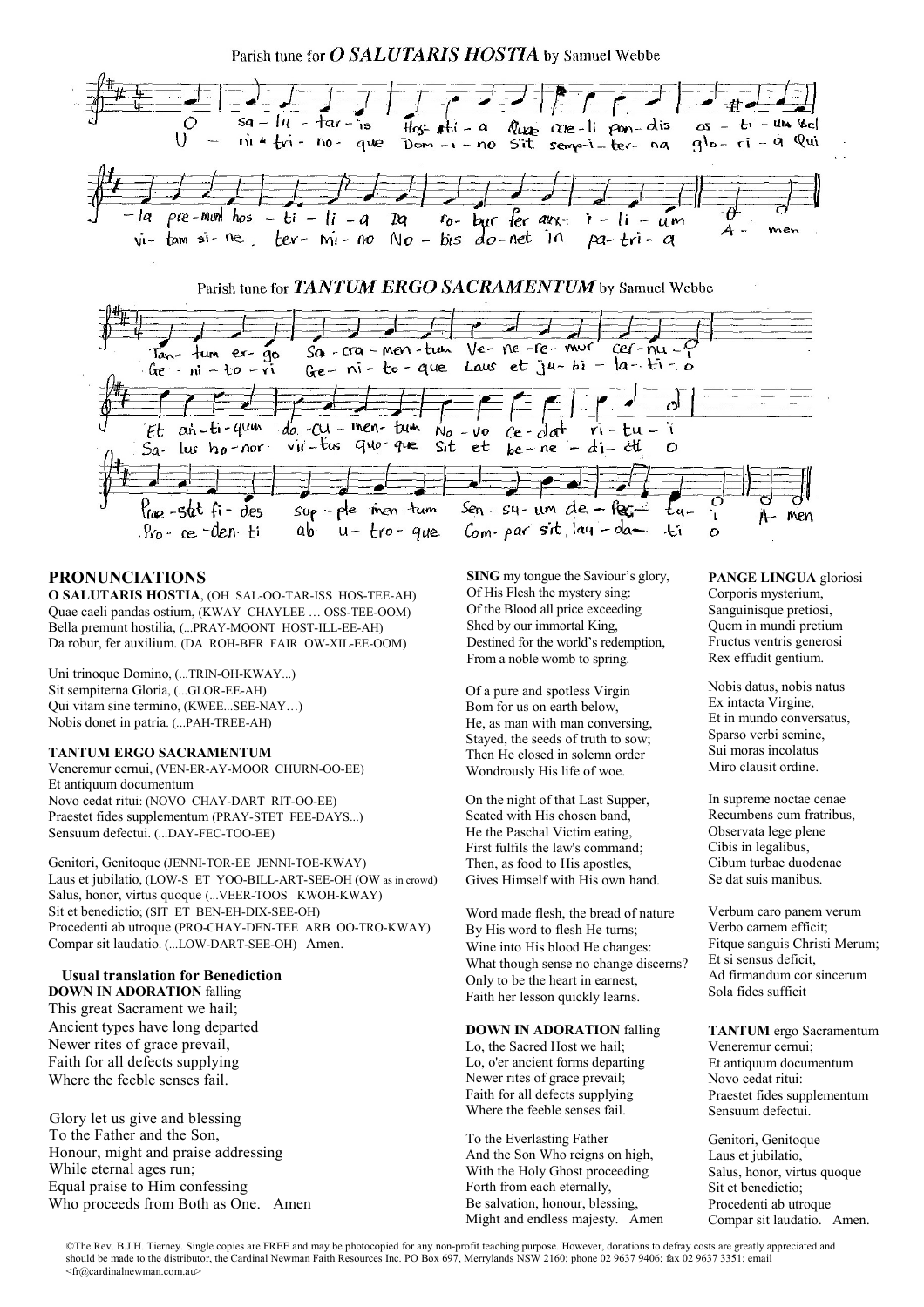Parish tune for *O SALUTARIS HOSTIA* by Samuel Webbe

Parish tune for *TANTUM ERGO SACRAMENTUM* by Samuel Webbe

## PRONUNCIATIONS

**O SALUTARIS HOSTIA**, (OH SAL-OO-TAR-ISS HOS-TEE-AH)
Quae caeli pandas ostium, (KWAY CHAYLEE … OSS-TEE-OOM)
Bella premunt hostilia, (...PRAY-MOONT HOST-ILL-EE-AH)
Da robur, fer auxilium. (DA ROH-BER FAIR OW-XIL-EE-OOM)

Uni trinoque Domino, (...TRIN-OH-KWAY...)
Sit sempiterna Gloria, (...GLOR-EE-AH)
Qui vitam sine termino, (KWEE...SEE-NAY…)
Nobis donet in patria. (...PAH-TREE-AH)

**TANTUM ERGO SACRAMENTUM**
Veneremur cernui, (VEN-ER-AY-MOOR CHURN-OO-EE)
Et antiquum documentum
Novo cedat ritui: (NOVO CHAY-DART RIT-OO-EE)
Praestet fides supplementum (PRAY-STET FEE-DAYS...)
Sensuum defectui. (...DAY-FEC-TOO-EE)

Genitori, Genitoque (JENNI-TOR-EE JENNI-TOE-KWAY)
Laus et jubilatio, (LOW-S ET YOO-BILL-ART-SEE-OH (OW as in crowd)
Salus, honor, virtus quoque (...VEER-TOOS KWOH-KWAY)
Sit et benedictio; (SIT ET BEN-EH-DIX-SEE-OH)
Procedenti ab utroque (PRO-CHAY-DEN-TEE ARB OO-TRO-KWAY)
Compar sit laudatio. (...LOW-DART-SEE-OH) Amen.

### Usual translation for Benediction

**DOWN IN ADORATION** falling
This great Sacrament we hail;
Ancient types have long departed
Newer rites of grace prevail,
Faith for all defects supplying
Where the feeble senses fail.

Glory let us give and blessing
To the Father and the Son,
Honour, might and praise addressing
While eternal ages run;
Equal praise to Him confessing
Who proceeds from Both as One. Amen

**SING** my tongue the Saviour's glory,
Of His Flesh the mystery sing:
Of the Blood all price exceeding
Shed by our immortal King,
Destined for the world's redemption,
From a noble womb to spring.

Of a pure and spotless Virgin
Bom for us on earth below,
He, as man with man conversing,
Stayed, the seeds of truth to sow;
Then He closed in solemn order
Wondrously His life of woe.

On the night of that Last Supper,
Seated with His chosen band,
He the Paschal Victim eating,
First fulfils the law's command;
Then, as food to His apostles,
Gives Himself with His own hand.

Word made flesh, the bread of nature
By His word to flesh He turns;
Wine into His blood He changes:
What though sense no change discerns?
Only to be the heart in earnest,
Faith her lesson quickly learns.

**DOWN IN ADORATION** falling
Lo, the Sacred Host we hail;
Lo, o'er ancient forms departing
Newer rites of grace prevail;
Faith for all defects supplying
Where the feeble senses fail.

To the Everlasting Father
And the Son Who reigns on high,
With the Holy Ghost proceeding
Forth from each eternally,
Be salvation, honour, blessing,
Might and endless majesty. Amen

**PANGE LINGUA** gloriosi
Corporis mysterium,
Sanguinisque pretiosi,
Quem in mundi pretium
Fructus ventris generosi
Rex effudit gentium.

Nobis datus, nobis natus
Ex intacta Virgine,
Et in mundo conversatus,
Sparso verbi semine,
Sui moras incolatus
Miro clausit ordine.

In supreme noctae cenae
Recumbens cum fratribus,
Observata lege plene
Cibis in legalibus,
Cibum turbae duodenae
Se dat suis manibus.

Verbum caro panem verum
Verbo carnem efficit;
Fitque sanguis Christi Merum;
Et si sensus deficit,
Ad firmandum cor sincerum
Sola fides sufficit

**TANTUM** ergo Sacramentum
Veneremur cernui;
Et antiquum documentum
Novo cedat ritui:
Praestet fides supplementum
Sensuum defectui.

Genitori, Genitoque
Laus et jubilatio,
Salus, honor, virtus quoque
Sit et benedictio;
Procedenti ab utroque
Compar sit laudatio. Amen.

©The Rev. B.J.H. Tierney. Single copies are FREE and may be photocopied for any non-profit teaching purpose. However, donations to defray costs are greatly appreciated and should be made to the distributor, the Cardinal Newman Faith Resources Inc. PO Box 697, Merrylands NSW 2160; phone 02 9637 9406; fax 02 9637 3351; email <fr@cardinalnewman.com.au>